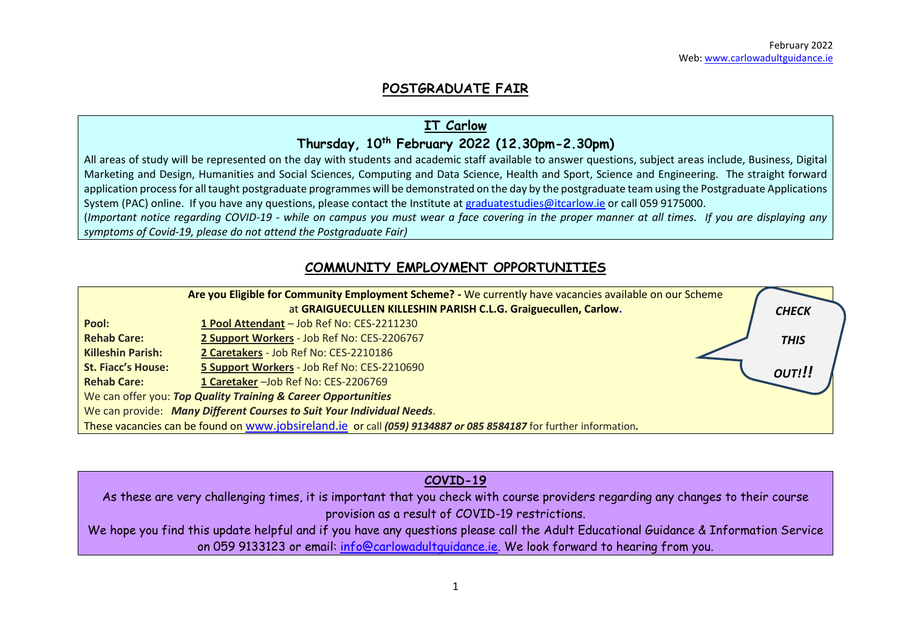February 2022
Web: www.carlowadultguidance.ie

## POSTGRADUATE FAIR

### IT Carlow

### Thursday, 10th February 2022 (12.30pm-2.30pm)

All areas of study will be represented on the day with students and academic staff available to answer questions, subject areas include, Business, Digital Marketing and Design, Humanities and Social Sciences, Computing and Data Science, Health and Sport, Science and Engineering. The straight forward application process for all taught postgraduate programmes will be demonstrated on the day by the postgraduate team using the Postgraduate Applications System (PAC) online. If you have any questions, please contact the Institute at graduatestudies@itcarlow.ie or call 059 9175000.

(*Important notice regarding COVID-19 - while on campus you must wear a face covering in the proper manner at all times. If you are displaying any symptoms of Covid-19, please do not attend the Postgraduate Fair)*

## COMMUNITY EMPLOYMENT OPPORTUNITIES

**Are you Eligible for Community Employment Scheme? -** We currently have vacancies available on our Scheme at **GRAIGUECULLEN KILLESHIN PARISH C.L.G. Graiguecullen, Carlow.**

| | |
|---|---|
| **Pool:** | **1 Pool Attendant** – Job Ref No: CES-2211230 |
| **Rehab Care:** | **2 Support Workers** - Job Ref No: CES-2206767 |
| **Killeshin Parish:** | **2 Caretakers** - Job Ref No: CES-2210186 |
| **St. Fiacc's House:** | **5 Support Workers** - Job Ref No: CES-2210690 |
| **Rehab Care:** | **1 Caretaker** –Job Ref No: CES-2206769 |

***CHECK THIS OUT!!***

We can offer you: ***Top Quality Training & Career Opportunities***

We can provide: ***Many Different Courses to Suit Your Individual Needs***.

These vacancies can be found on www.jobsireland.ie or call ***(059) 9134887 or 085 8584187*** for further information.

### COVID-19

As these are very challenging times, it is important that you check with course providers regarding any changes to their course provision as a result of COVID-19 restrictions.

We hope you find this update helpful and if you have any questions please call the Adult Educational Guidance & Information Service on 059 9133123 or email: info@carlowadultguidance.ie. We look forward to hearing from you.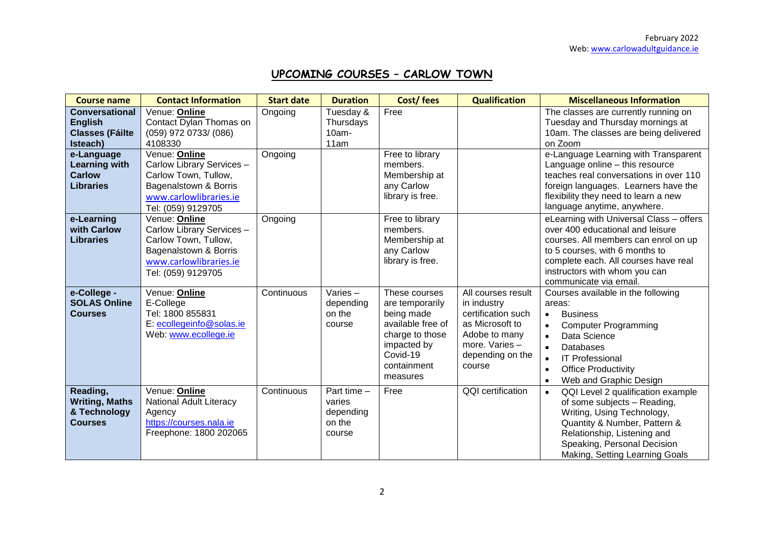February 2022
Web: www.carlowadultguidance.ie

## UPCOMING COURSES – CARLOW TOWN

| Course name | Contact Information | Start date | Duration | Cost/ fees | Qualification | Miscellaneous Information |
|---|---|---|---|---|---|---|
| **Conversational English Classes (Fáilte Isteach)** | Venue: **Online**<br>Contact Dylan Thomas on (059) 972 0733/ (086) 4108330 | Ongoing | Tuesday & Thursdays 10am-11am | Free | | The classes are currently running on Tuesday and Thursday mornings at 10am. The classes are being delivered on Zoom |
| **e-Language Learning with Carlow Libraries** | Venue: **Online**<br>Carlow Library Services – Carlow Town, Tullow, Bagenalstown & Borris<br>www.carlowlibraries.ie<br>Tel: (059) 9129705 | Ongoing | | Free to library members. Membership at any Carlow library is free. | | e-Language Learning with Transparent Language online – this resource teaches real conversations in over 110 foreign languages. Learners have the flexibility they need to learn a new language anytime, anywhere. |
| **e-Learning with Carlow Libraries** | Venue: **Online**<br>Carlow Library Services – Carlow Town, Tullow, Bagenalstown & Borris<br>www.carlowlibraries.ie<br>Tel: (059) 9129705 | Ongoing | | Free to library members. Membership at any Carlow library is free. | | eLearning with Universal Class – offers over 400 educational and leisure courses. All members can enrol on up to 5 courses, with 6 months to complete each. All courses have real instructors with whom you can communicate via email. |
| **e-College - SOLAS Online Courses** | Venue: **Online**<br>E-College<br>Tel: 1800 855831<br>E: ecollegeinfo@solas.ie<br>Web: www.ecollege.ie | Continuous | Varies – depending on the course | These courses are temporarily being made available free of charge to those impacted by Covid-19 containment measures | All courses result in industry certification such as Microsoft to Adobe to many more. Varies – depending on the course | Courses available in the following areas:<br>• Business<br>• Computer Programming<br>• Data Science<br>• Databases<br>• IT Professional<br>• Office Productivity<br>• Web and Graphic Design |
| **Reading, Writing, Maths & Technology Courses** | Venue: **Online**<br>National Adult Literacy Agency<br>https://courses.nala.ie<br>Freephone: 1800 202065 | Continuous | Part time – varies depending on the course | Free | QQI certification | • QQI Level 2 qualification example of some subjects – Reading, Writing, Using Technology, Quantity & Number, Pattern & Relationship, Listening and Speaking, Personal Decision Making, Setting Learning Goals |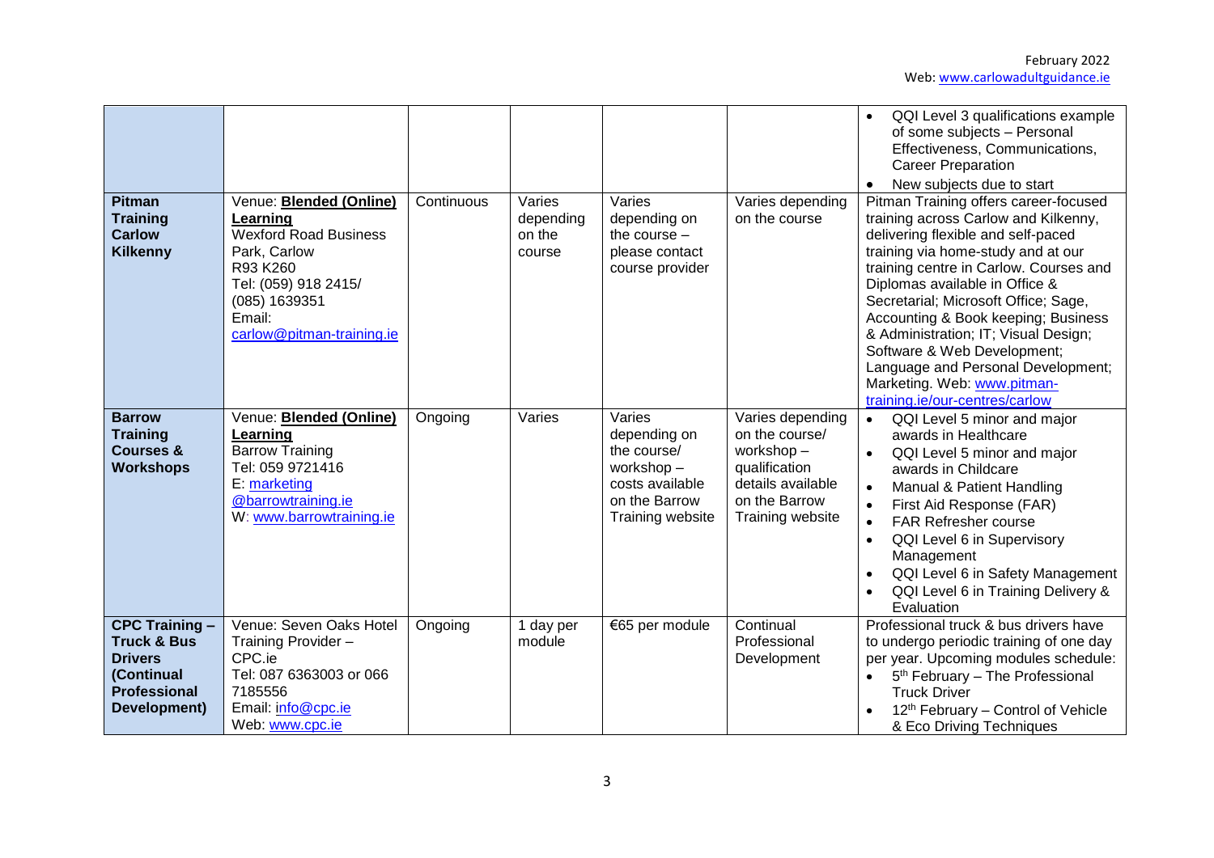| | | | | | | |
|---|---|---|---|---|---|---|
| | | | | | | • QQI Level 3 qualifications example of some subjects – Personal Effectiveness, Communications, Career Preparation<br>• New subjects due to start |
| **Pitman Training Carlow Kilkenny** | Venue: **Blended (Online) Learning**<br>Wexford Road Business Park, Carlow<br>R93 K260<br>Tel: (059) 918 2415/ (085) 1639351<br>Email: carlow@pitman-training.ie | Continuous | Varies depending on the course | Varies depending on the course – please contact course provider | Varies depending on the course | Pitman Training offers career-focused training across Carlow and Kilkenny, delivering flexible and self-paced training via home-study and at our training centre in Carlow. Courses and Diplomas available in Office & Secretarial; Microsoft Office; Sage, Accounting & Book keeping; Business & Administration; IT; Visual Design; Software & Web Development; Language and Personal Development; Marketing. Web: www.pitman-training.ie/our-centres/carlow |
| **Barrow Training Courses & Workshops** | Venue: **Blended (Online) Learning**<br>Barrow Training<br>Tel: 059 9721416<br>E: marketing @barrowtraining.ie<br>W: www.barrowtraining.ie | Ongoing | Varies | Varies depending on the course/ workshop – costs available on the Barrow Training website | Varies depending on the course/ workshop – qualification details available on the Barrow Training website | • QQI Level 5 minor and major awards in Healthcare<br>• QQI Level 5 minor and major awards in Childcare<br>• Manual & Patient Handling<br>• First Aid Response (FAR)<br>• FAR Refresher course<br>• QQI Level 6 in Supervisory Management<br>• QQI Level 6 in Safety Management<br>• QQI Level 6 in Training Delivery & Evaluation |
| **CPC Training – Truck & Bus Drivers (Continual Professional Development)** | Venue: Seven Oaks Hotel<br>Training Provider – CPC.ie<br>Tel: 087 6363003 or 066 7185556<br>Email: info@cpc.ie<br>Web: www.cpc.ie | Ongoing | 1 day per module | €65 per module | Continual Professional Development | Professional truck & bus drivers have to undergo periodic training of one day per year. Upcoming modules schedule:<br>• 5th February – The Professional Truck Driver<br>• 12th February – Control of Vehicle & Eco Driving Techniques |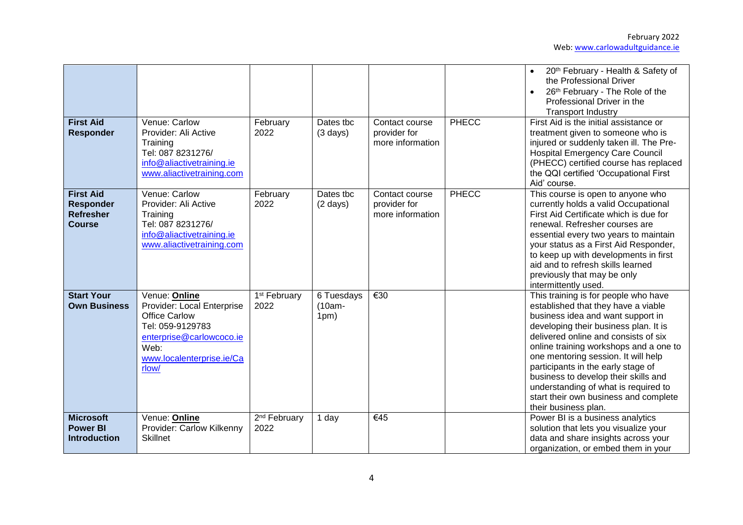|  |  |  |  |  |  |  |
|---|---|---|---|---|---|---|
|  |  |  |  |  |  | • 20th February - Health & Safety of the Professional Driver<br>• 26th February - The Role of the Professional Driver in the Transport Industry |
| **First Aid Responder** | Venue: Carlow<br>Provider: Ali Active Training<br>Tel: 087 8231276/<br>info@aliactivetraining.ie<br>www.aliactivetraining.com | February 2022 | Dates tbc (3 days) | Contact course provider for more information | PHECC | First Aid is the initial assistance or treatment given to someone who is injured or suddenly taken ill. The Pre-Hospital Emergency Care Council (PHECC) certified course has replaced the QQI certified 'Occupational First Aid' course. |
| **First Aid Responder Refresher Course** | Venue: Carlow<br>Provider: Ali Active Training<br>Tel: 087 8231276/<br>info@aliactivetraining.ie<br>www.aliactivetraining.com | February 2022 | Dates tbc (2 days) | Contact course provider for more information | PHECC | This course is open to anyone who currently holds a valid Occupational First Aid Certificate which is due for renewal. Refresher courses are essential every two years to maintain your status as a First Aid Responder, to keep up with developments in first aid and to refresh skills learned previously that may be only intermittently used. |
| **Start Your Own Business** | Venue: **Online**<br>Provider: Local Enterprise Office Carlow<br>Tel: 059-9129783<br>enterprise@carlowcoco.ie<br>Web:<br>www.localenterprise.ie/Carlow/ | 1st February 2022 | 6 Tuesdays (10am-1pm) | €30 |  | This training is for people who have established that they have a viable business idea and want support in developing their business plan. It is delivered online and consists of six online training workshops and a one to one mentoring session. It will help participants in the early stage of business to develop their skills and understanding of what is required to start their own business and complete their business plan. |
| **Microsoft Power BI Introduction** | Venue: **Online**<br>Provider: Carlow Kilkenny Skillnet | 2nd February 2022 | 1 day | €45 |  | Power BI is a business analytics solution that lets you visualize your data and share insights across your organization, or embed them in your |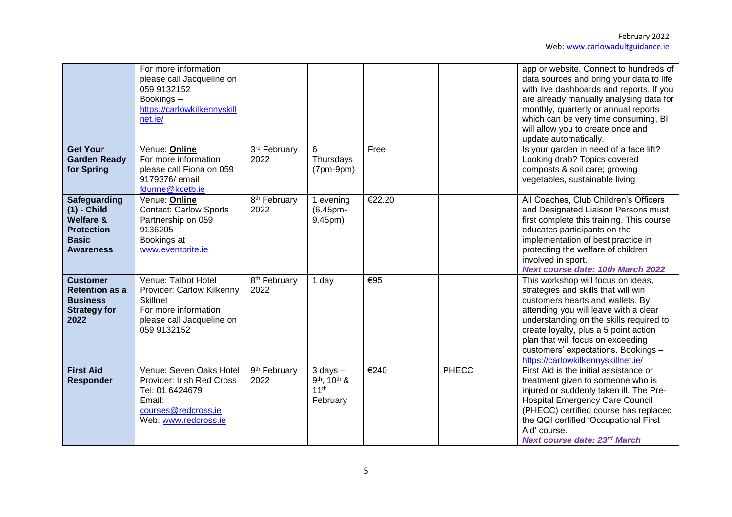| | | | | | | |
|---|---|---|---|---|---|---|
| | For more information please call Jacqueline on 059 9132152 Bookings – https://carlowkilkennyskillnet.ie/ | | | | | app or website. Connect to hundreds of data sources and bring your data to life with live dashboards and reports. If you are already manually analysing data for monthly, quarterly or annual reports which can be very time consuming, BI will allow you to create once and update automatically. |
| **Get Your Garden Ready for Spring** | Venue: **Online** For more information please call Fiona on 059 9179376/ email fdunne@kcetb.ie | 3rd February 2022 | 6 Thursdays (7pm-9pm) | Free | | Is your garden in need of a face lift? Looking drab? Topics covered composts & soil care; growing vegetables, sustainable living |
| **Safeguarding (1) - Child Welfare & Protection Basic Awareness** | Venue: **Online** Contact: Carlow Sports Partnership on 059 9136205 Bookings at www.eventbrite.ie | 8th February 2022 | 1 evening (6.45pm-9.45pm) | €22.20 | | All Coaches, Club Children's Officers and Designated Liaison Persons must first complete this training. This course educates participants on the implementation of best practice in protecting the welfare of children involved in sport. ***Next course date: 10th March 2022*** |
| **Customer Retention as a Business Strategy for 2022** | Venue: Talbot Hotel Provider: Carlow Kilkenny Skillnet For more information please call Jacqueline on 059 9132152 | 8th February 2022 | 1 day | €95 | | This workshop will focus on ideas, strategies and skills that will win customers hearts and wallets. By attending you will leave with a clear understanding on the skills required to create loyalty, plus a 5 point action plan that will focus on exceeding customers' expectations. Bookings – https://carlowkilkennyskillnet.ie/ |
| **First Aid Responder** | Venue: Seven Oaks Hotel Provider: Irish Red Cross Tel: 01 6424679 Email: courses@redcross.ie Web: www.redcross.ie | 9th February 2022 | 3 days – 9th, 10th & 11th February | €240 | PHECC | First Aid is the initial assistance or treatment given to someone who is injured or suddenly taken ill. The Pre-Hospital Emergency Care Council (PHECC) certified course has replaced the QQI certified 'Occupational First Aid' course. ***Next course date: 23rd March*** |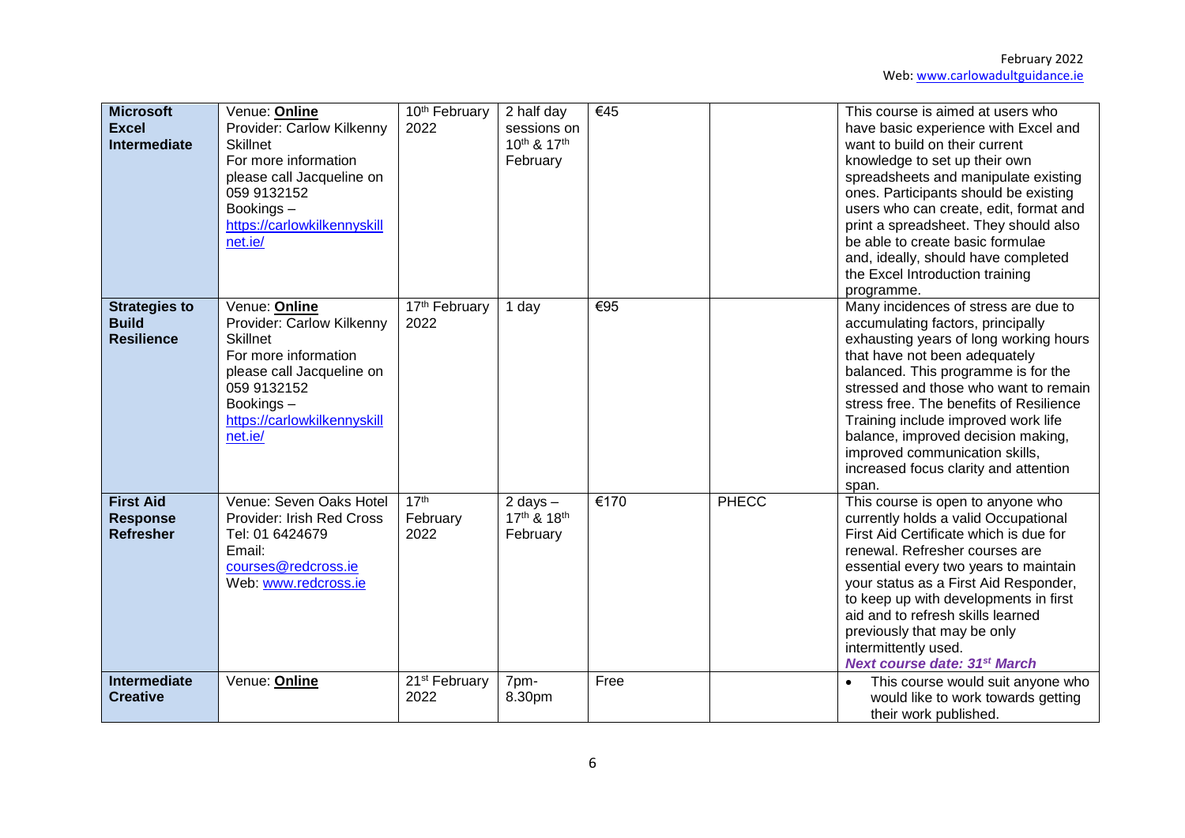| **Microsoft Excel Intermediate** | Venue: **Online**<br>Provider: Carlow Kilkenny Skillnet<br>For more information please call Jacqueline on 059 9132152<br>Bookings – https://carlowkilkennyskillnet.ie/ | 10th February 2022 | 2 half day sessions on 10th & 17th February | €45 | | This course is aimed at users who have basic experience with Excel and want to build on their current knowledge to set up their own spreadsheets and manipulate existing ones. Participants should be existing users who can create, edit, format and print a spreadsheet. They should also be able to create basic formulae and, ideally, should have completed the Excel Introduction training programme. |
|---|---|---|---|---|---|---|
| **Strategies to Build Resilience** | Venue: **Online**<br>Provider: Carlow Kilkenny Skillnet<br>For more information please call Jacqueline on 059 9132152<br>Bookings – https://carlowkilkennyskillnet.ie/ | 17th February 2022 | 1 day | €95 | | Many incidences of stress are due to accumulating factors, principally exhausting years of long working hours that have not been adequately balanced. This programme is for the stressed and those who want to remain stress free. The benefits of Resilience Training include improved work life balance, improved decision making, improved communication skills, increased focus clarity and attention span. |
| **First Aid Response Refresher** | Venue: Seven Oaks Hotel<br>Provider: Irish Red Cross<br>Tel: 01 6424679<br>Email: courses@redcross.ie<br>Web: www.redcross.ie | 17th February 2022 | 2 days – 17th & 18th February | €170 | PHECC | This course is open to anyone who currently holds a valid Occupational First Aid Certificate which is due for renewal. Refresher courses are essential every two years to maintain your status as a First Aid Responder, to keep up with developments in first aid and to refresh skills learned previously that may be only intermittently used.<br>***Next course date: 31st March*** |
| **Intermediate Creative** | Venue: **Online** | 21st February 2022 | 7pm-8.30pm | Free | | • This course would suit anyone who would like to work towards getting their work published. |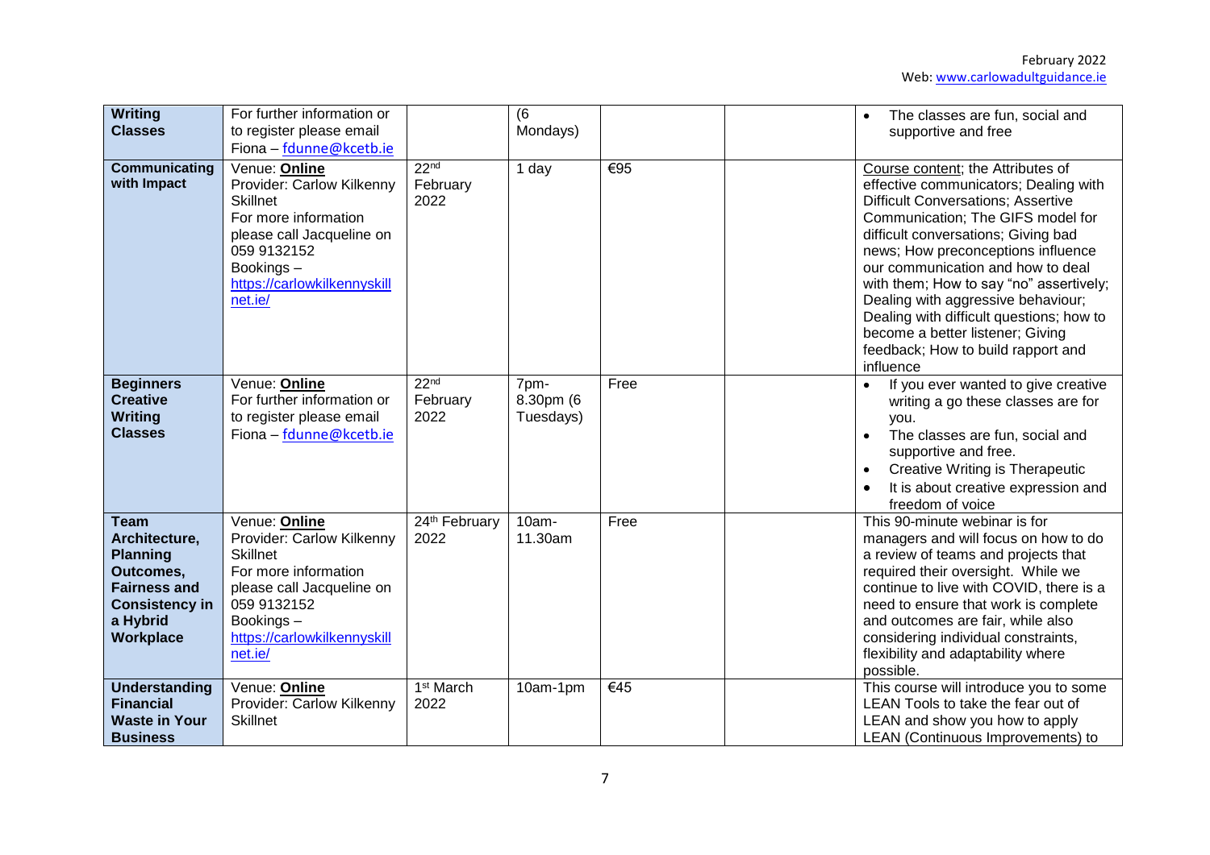| | | | | | | |
|---|---|---|---|---|---|---|
| **Writing Classes** | For further information or to register please email Fiona – fdunne@kcetb.ie | | (6 Mondays) | | | • The classes are fun, social and supportive and free |
| **Communicating with Impact** | Venue: **Online** Provider: Carlow Kilkenny Skillnet For more information please call Jacqueline on 059 9132152 Bookings – https://carlowkilkennyskillnet.ie/ | 22nd February 2022 | 1 day | €95 | | Course content; the Attributes of effective communicators; Dealing with Difficult Conversations; Assertive Communication; The GIFS model for difficult conversations; Giving bad news; How preconceptions influence our communication and how to deal with them; How to say "no" assertively; Dealing with aggressive behaviour; Dealing with difficult questions; how to become a better listener; Giving feedback; How to build rapport and influence |
| **Beginners Creative Writing Classes** | Venue: **Online** For further information or to register please email Fiona – fdunne@kcetb.ie | 22nd February 2022 | 7pm-8.30pm (6 Tuesdays) | Free | | • If you ever wanted to give creative writing a go these classes are for you. • The classes are fun, social and supportive and free. • Creative Writing is Therapeutic • It is about creative expression and freedom of voice |
| **Team Architecture, Planning Outcomes, Fairness and Consistency in a Hybrid Workplace** | Venue: **Online** Provider: Carlow Kilkenny Skillnet For more information please call Jacqueline on 059 9132152 Bookings – https://carlowkilkennyskillnet.ie/ | 24th February 2022 | 10am-11.30am | Free | | This 90-minute webinar is for managers and will focus on how to do a review of teams and projects that required their oversight. While we continue to live with COVID, there is a need to ensure that work is complete and outcomes are fair, while also considering individual constraints, flexibility and adaptability where possible. |
| **Understanding Financial Waste in Your Business** | Venue: **Online** Provider: Carlow Kilkenny Skillnet | 1st March 2022 | 10am-1pm | €45 | | This course will introduce you to some LEAN Tools to take the fear out of LEAN and show you how to apply LEAN (Continuous Improvements) to |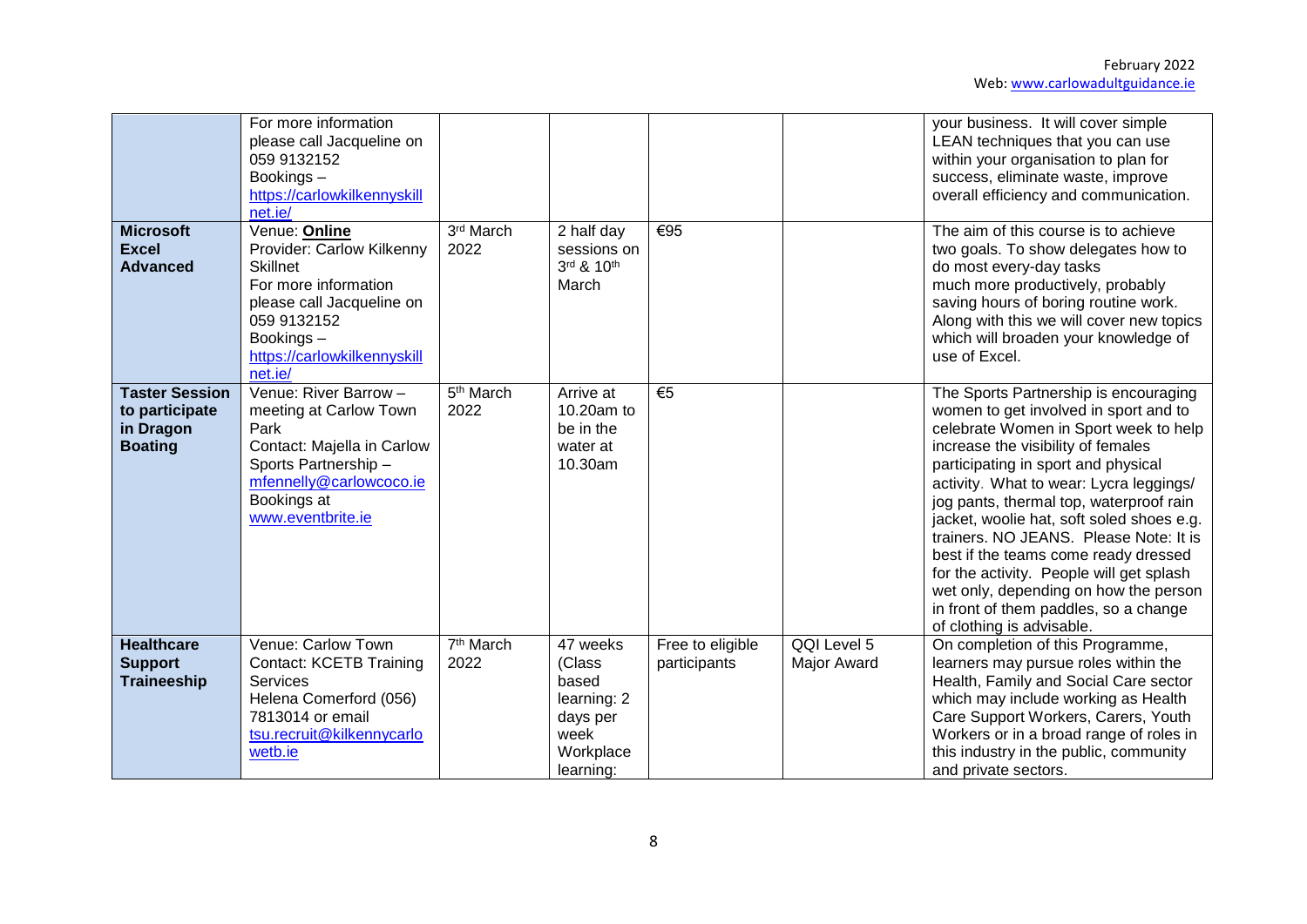|  |  |  |  |  |  |  |
|---|---|---|---|---|---|---|
|  | For more information please call Jacqueline on 059 9132152 Bookings – https://carlowkilkennyskillnet.ie/ |  |  |  |  | your business. It will cover simple LEAN techniques that you can use within your organisation to plan for success, eliminate waste, improve overall efficiency and communication. |
| **Microsoft Excel Advanced** | Venue: **Online** Provider: Carlow Kilkenny Skillnet For more information please call Jacqueline on 059 9132152 Bookings – https://carlowkilkennyskillnet.ie/ | 3rd March 2022 | 2 half day sessions on 3rd & 10th March | €95 |  | The aim of this course is to achieve two goals. To show delegates how to do most every-day tasks much more productively, probably saving hours of boring routine work. Along with this we will cover new topics which will broaden your knowledge of use of Excel. |
| **Taster Session to participate in Dragon Boating** | Venue: River Barrow – meeting at Carlow Town Park Contact: Majella in Carlow Sports Partnership – mfennelly@carlowcoco.ie Bookings at www.eventbrite.ie | 5th March 2022 | Arrive at 10.20am to be in the water at 10.30am | €5 |  | The Sports Partnership is encouraging women to get involved in sport and to celebrate Women in Sport week to help increase the visibility of females participating in sport and physical activity. What to wear: Lycra leggings/ jog pants, thermal top, waterproof rain jacket, woolie hat, soft soled shoes e.g. trainers. NO JEANS. Please Note: It is best if the teams come ready dressed for the activity. People will get splash wet only, depending on how the person in front of them paddles, so a change of clothing is advisable. |
| **Healthcare Support Traineeship** | Venue: Carlow Town Contact: KCETB Training Services Helena Comerford (056) 7813014 or email tsu.recruit@kilkennycarlowetb.ie | 7th March 2022 | 47 weeks (Class based learning: 2 days per week Workplace learning: | Free to eligible participants | QQI Level 5 Major Award | On completion of this Programme, learners may pursue roles within the Health, Family and Social Care sector which may include working as Health Care Support Workers, Carers, Youth Workers or in a broad range of roles in this industry in the public, community and private sectors. |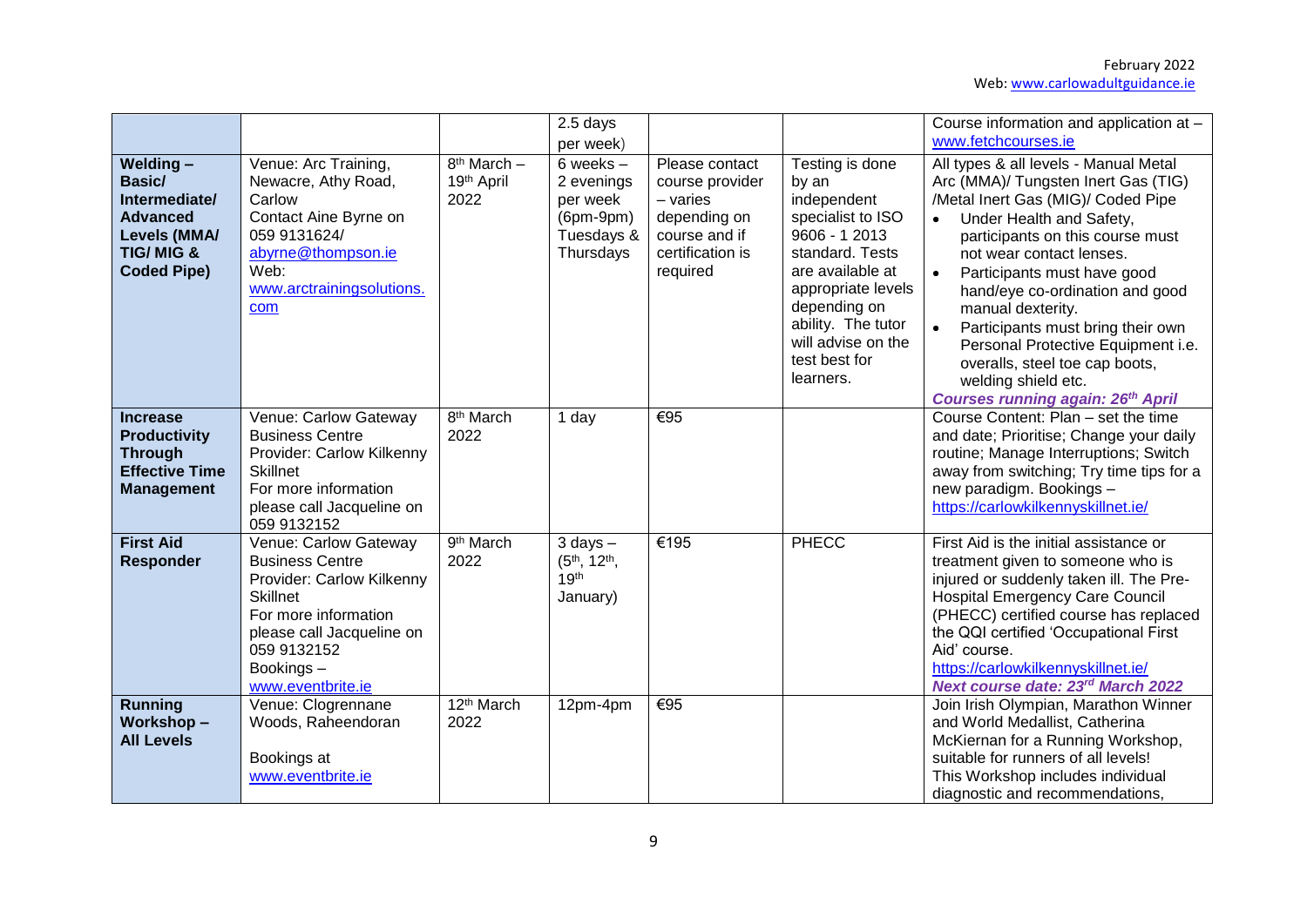| | | | | | | |
|---|---|---|---|---|---|---|
| | | | 2.5 days per week) | | | Course information and application at – www.fetchcourses.ie |
| **Welding – Basic/ Intermediate/ Advanced Levels (MMA/ TIG/ MIG & Coded Pipe)** | Venue: Arc Training, Newacre, Athy Road, Carlow Contact Aine Byrne on 059 9131624/ abyrne@thompson.ie Web: www.arctrainingsolutions.com | 8th March – 19th April 2022 | 6 weeks – 2 evenings per week (6pm-9pm) Tuesdays & Thursdays | Please contact course provider – varies depending on course and if certification is required | Testing is done by an independent specialist to ISO 9606 - 1 2013 standard. Tests are available at appropriate levels depending on ability. The tutor will advise on the test best for learners. | All types & all levels - Manual Metal Arc (MMA)/ Tungsten Inert Gas (TIG) /Metal Inert Gas (MIG)/ Coded Pipe<br>• Under Health and Safety, participants on this course must not wear contact lenses.<br>• Participants must have good hand/eye co-ordination and good manual dexterity.<br>• Participants must bring their own Personal Protective Equipment i.e. overalls, steel toe cap boots, welding shield etc.<br>***Courses running again: 26th April*** |
| **Increase Productivity Through Effective Time Management** | Venue: Carlow Gateway Business Centre Provider: Carlow Kilkenny Skillnet For more information please call Jacqueline on 059 9132152 | 8th March 2022 | 1 day | €95 | | Course Content: Plan – set the time and date; Prioritise; Change your daily routine; Manage Interruptions; Switch away from switching; Try time tips for a new paradigm. Bookings – https://carlowkilkennyskillnet.ie/ |
| **First Aid Responder** | Venue: Carlow Gateway Business Centre Provider: Carlow Kilkenny Skillnet For more information please call Jacqueline on 059 9132152 Bookings – www.eventbrite.ie | 9th March 2022 | 3 days – (5th, 12th, 19th January) | €195 | PHECC | First Aid is the initial assistance or treatment given to someone who is injured or suddenly taken ill. The Pre-Hospital Emergency Care Council (PHECC) certified course has replaced the QQI certified 'Occupational First Aid' course. https://carlowkilkennyskillnet.ie/ ***Next course date: 23rd March 2022*** |
| **Running Workshop – All Levels** | Venue: Clogrennane Woods, Raheendoran<br><br>Bookings at www.eventbrite.ie | 12th March 2022 | 12pm-4pm | €95 | | Join Irish Olympian, Marathon Winner and World Medallist, Catherina McKiernan for a Running Workshop, suitable for runners of all levels! This Workshop includes individual diagnostic and recommendations, |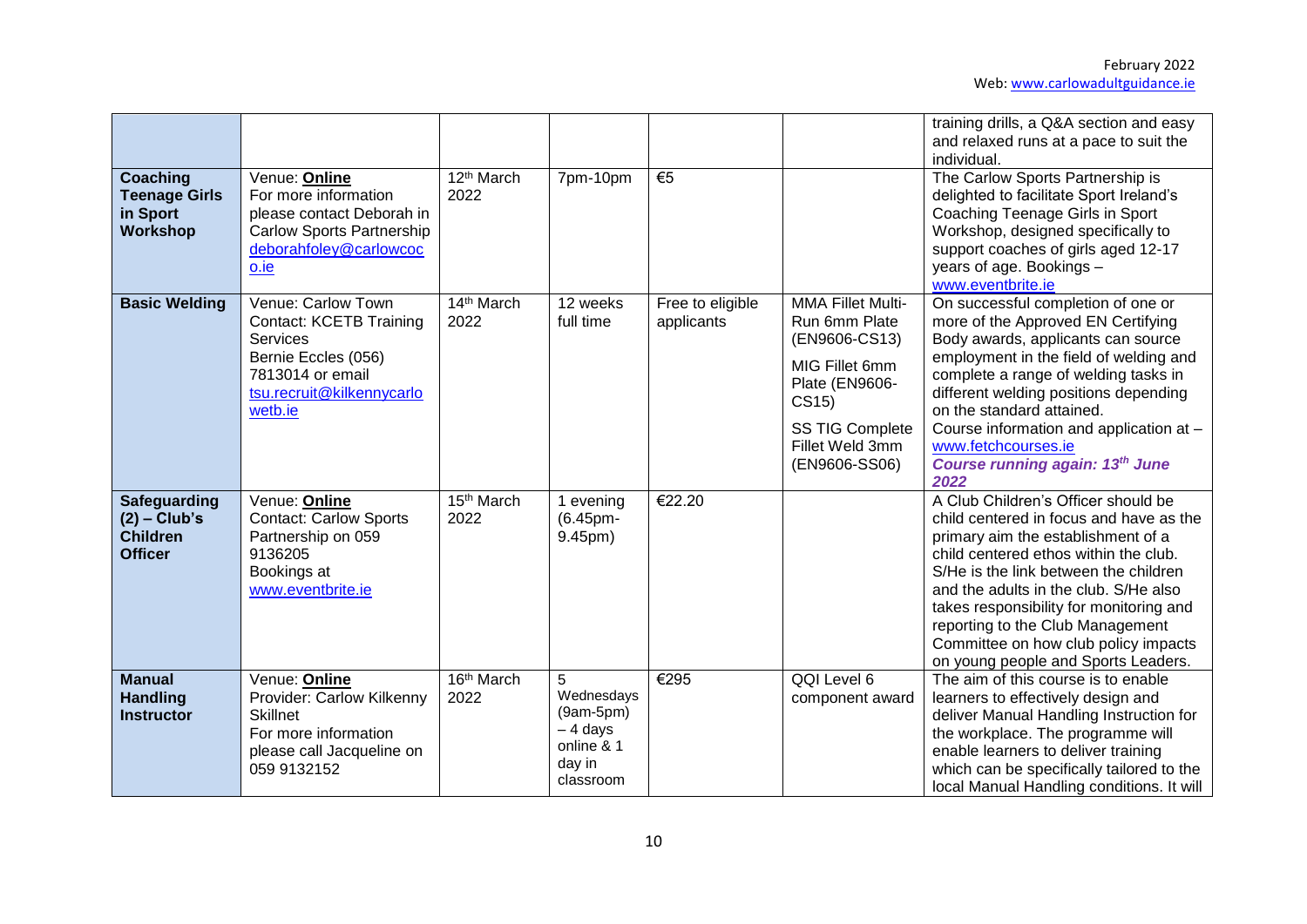| | | | | | | |
|---|---|---|---|---|---|---|
| | | | | | | training drills, a Q&A section and easy and relaxed runs at a pace to suit the individual. |
| **Coaching Teenage Girls in Sport Workshop** | Venue: **Online**<br>For more information please contact Deborah in Carlow Sports Partnership deborahfoley@carlowcoco.ie | 12th March 2022 | 7pm-10pm | €5 | | The Carlow Sports Partnership is delighted to facilitate Sport Ireland's Coaching Teenage Girls in Sport Workshop, designed specifically to support coaches of girls aged 12-17 years of age. Bookings – www.eventbrite.ie |
| **Basic Welding** | Venue: Carlow Town<br>Contact: KCETB Training Services<br>Bernie Eccles (056) 7813014 or email tsu.recruit@kilkennycarlowetb.ie | 14th March 2022 | 12 weeks full time | Free to eligible applicants | MMA Fillet Multi-Run 6mm Plate (EN9606-CS13)<br>MIG Fillet 6mm Plate (EN9606-CS15)<br>SS TIG Complete Fillet Weld 3mm (EN9606-SS06) | On successful completion of one or more of the Approved EN Certifying Body awards, applicants can source employment in the field of welding and complete a range of welding tasks in different welding positions depending on the standard attained.<br>Course information and application at – www.fetchcourses.ie<br>***Course running again: 13th June 2022*** |
| **Safeguarding (2) – Club's Children Officer** | Venue: **Online**<br>Contact: Carlow Sports Partnership on 059 9136205<br>Bookings at www.eventbrite.ie | 15th March 2022 | 1 evening (6.45pm-9.45pm) | €22.20 | | A Club Children's Officer should be child centered in focus and have as the primary aim the establishment of a child centered ethos within the club. S/He is the link between the children and the adults in the club. S/He also takes responsibility for monitoring and reporting to the Club Management Committee on how club policy impacts on young people and Sports Leaders. |
| **Manual Handling Instructor** | Venue: **Online**<br>Provider: Carlow Kilkenny Skillnet<br>For more information please call Jacqueline on 059 9132152 | 16th March 2022 | 5 Wednesdays (9am-5pm) – 4 days online & 1 day in classroom | €295 | QQI Level 6 component award | The aim of this course is to enable learners to effectively design and deliver Manual Handling Instruction for the workplace. The programme will enable learners to deliver training which can be specifically tailored to the local Manual Handling conditions. It will |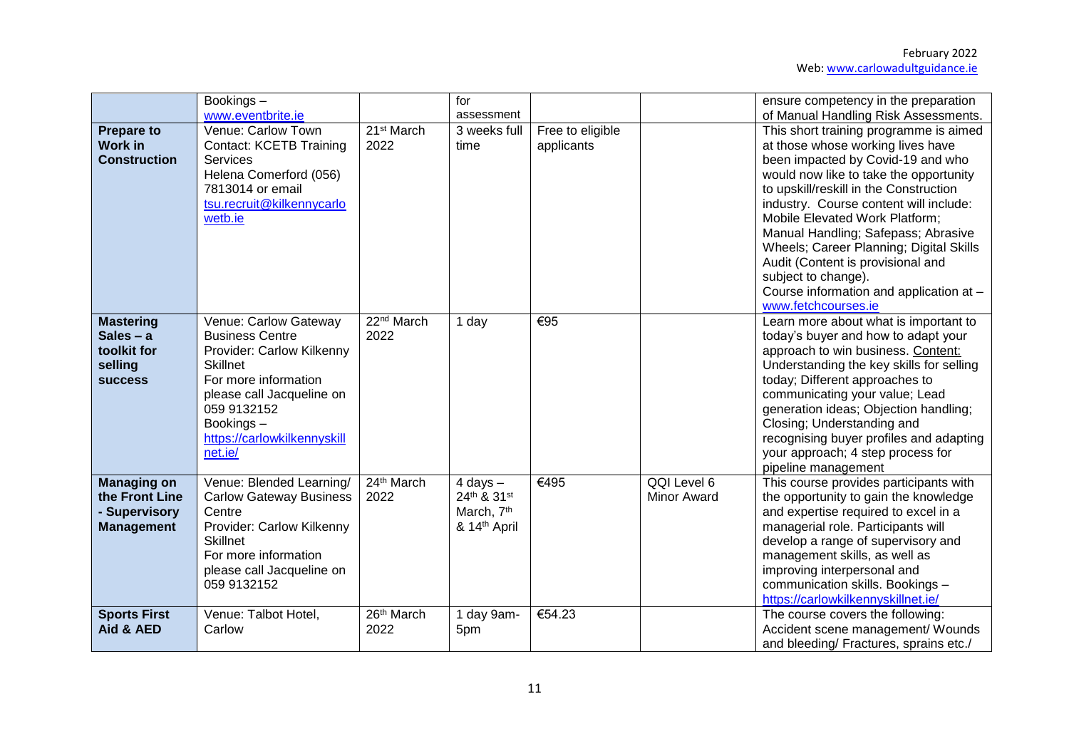| | | | | | | |
|---|---|---|---|---|---|---|
| | Bookings – www.eventbrite.ie | | for assessment | | | ensure competency in the preparation of Manual Handling Risk Assessments. |
| **Prepare to Work in Construction** | Venue: Carlow Town Contact: KCETB Training Services Helena Comerford (056) 7813014 or email tsu.recruit@kilkennycarlowetb.ie | 21st March 2022 | 3 weeks full time | Free to eligible applicants | | This short training programme is aimed at those whose working lives have been impacted by Covid-19 and who would now like to take the opportunity to upskill/reskill in the Construction industry. Course content will include: Mobile Elevated Work Platform; Manual Handling; Safepass; Abrasive Wheels; Career Planning; Digital Skills Audit (Content is provisional and subject to change). Course information and application at – www.fetchcourses.ie |
| **Mastering Sales – a toolkit for selling success** | Venue: Carlow Gateway Business Centre Provider: Carlow Kilkenny Skillnet For more information please call Jacqueline on 059 9132152 Bookings – https://carlowkilkennyskillnet.ie/ | 22nd March 2022 | 1 day | €95 | | Learn more about what is important to today's buyer and how to adapt your approach to win business. Content: Understanding the key skills for selling today; Different approaches to communicating your value; Lead generation ideas; Objection handling; Closing; Understanding and recognising buyer profiles and adapting your approach; 4 step process for pipeline management |
| **Managing on the Front Line - Supervisory Management** | Venue: Blended Learning/ Carlow Gateway Business Centre Provider: Carlow Kilkenny Skillnet For more information please call Jacqueline on 059 9132152 | 24th March 2022 | 4 days – 24th & 31st March, 7th & 14th April | €495 | QQI Level 6 Minor Award | This course provides participants with the opportunity to gain the knowledge and expertise required to excel in a managerial role. Participants will develop a range of supervisory and management skills, as well as improving interpersonal and communication skills. Bookings – https://carlowkilkennyskillnet.ie/ |
| **Sports First Aid & AED** | Venue: Talbot Hotel, Carlow | 26th March 2022 | 1 day 9am-5pm | €54.23 | | The course covers the following: Accident scene management/ Wounds and bleeding/ Fractures, sprains etc./ |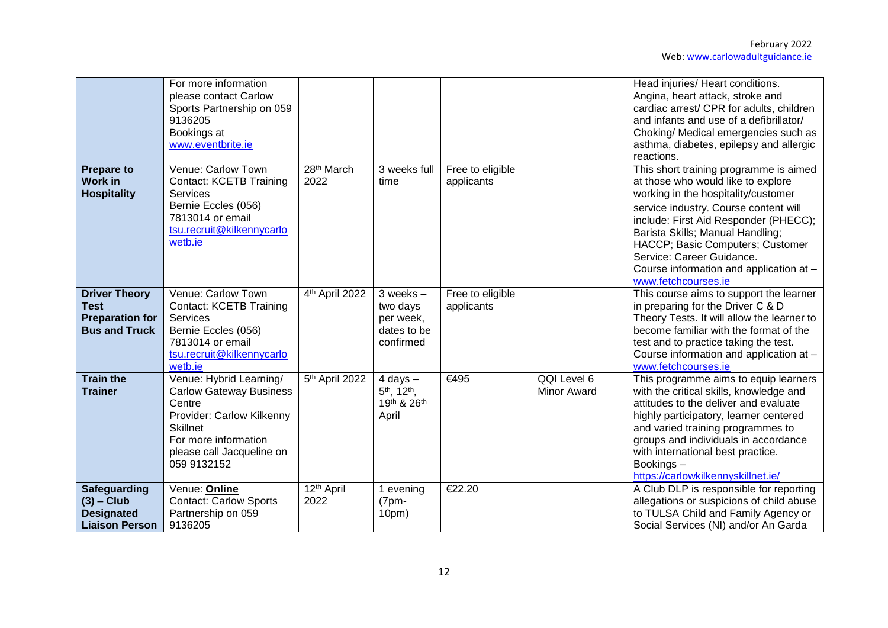| | | | | | | |
|---|---|---|---|---|---|---|
| | For more information please contact Carlow Sports Partnership on 059 9136205 Bookings at www.eventbrite.ie | | | | | Head injuries/ Heart conditions. Angina, heart attack, stroke and cardiac arrest/ CPR for adults, children and infants and use of a defibrillator/ Choking/ Medical emergencies such as asthma, diabetes, epilepsy and allergic reactions. |
| **Prepare to Work in Hospitality** | Venue: Carlow Town Contact: KCETB Training Services Bernie Eccles (056) 7813014 or email tsu.recruit@kilkennycarlowetb.ie | 28th March 2022 | 3 weeks full time | Free to eligible applicants | | This short training programme is aimed at those who would like to explore working in the hospitality/customer service industry. Course content will include: First Aid Responder (PHECC); Barista Skills; Manual Handling; HACCP; Basic Computers; Customer Service: Career Guidance. Course information and application at – www.fetchcourses.ie |
| **Driver Theory Test Preparation for Bus and Truck** | Venue: Carlow Town Contact: KCETB Training Services Bernie Eccles (056) 7813014 or email tsu.recruit@kilkennycarlowetb.ie | 4th April 2022 | 3 weeks – two days per week, dates to be confirmed | Free to eligible applicants | | This course aims to support the learner in preparing for the Driver C & D Theory Tests. It will allow the learner to become familiar with the format of the test and to practice taking the test. Course information and application at – www.fetchcourses.ie |
| **Train the Trainer** | Venue: Hybrid Learning/ Carlow Gateway Business Centre Provider: Carlow Kilkenny Skillnet For more information please call Jacqueline on 059 9132152 | 5th April 2022 | 4 days – 5th, 12th, 19th & 26th April | €495 | QQI Level 6 Minor Award | This programme aims to equip learners with the critical skills, knowledge and attitudes to the deliver and evaluate highly participatory, learner centered and varied training programmes to groups and individuals in accordance with international best practice. Bookings – https://carlowkilkennyskillnet.ie/ |
| **Safeguarding (3) – Club Designated Liaison Person** | Venue: **Online** Contact: Carlow Sports Partnership on 059 9136205 | 12th April 2022 | 1 evening (7pm-10pm) | €22.20 | | A Club DLP is responsible for reporting allegations or suspicions of child abuse to TULSA Child and Family Agency or Social Services (NI) and/or An Garda |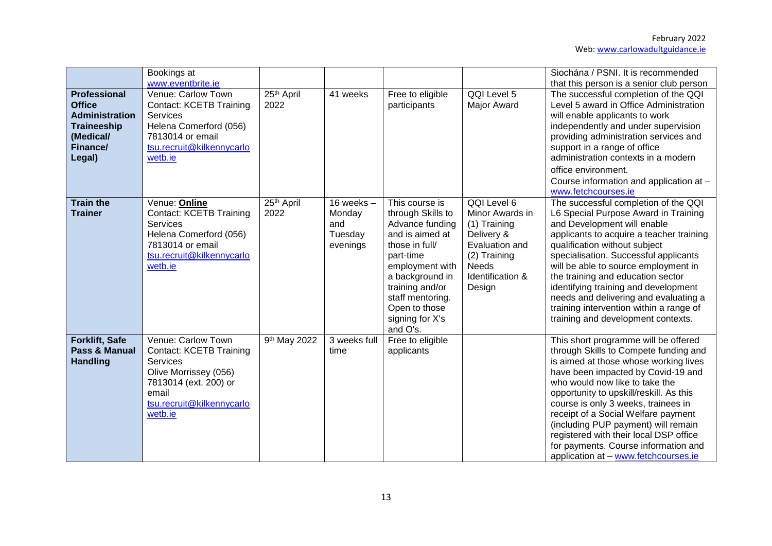| | | | | | | |
|---|---|---|---|---|---|---|
| | Bookings at www.eventbrite.ie | | | | | Siochána / PSNI. It is recommended that this person is a senior club person |
| **Professional Office Administration Traineeship (Medical/ Finance/ Legal)** | Venue: Carlow Town Contact: KCETB Training Services Helena Comerford (056) 7813014 or email tsu.recruit@kilkennycarlowetb.ie | 25th April 2022 | 41 weeks | Free to eligible participants | QQI Level 5 Major Award | The successful completion of the QQI Level 5 award in Office Administration will enable applicants to work independently and under supervision providing administration services and support in a range of office administration contexts in a modern office environment. Course information and application at – www.fetchcourses.ie |
| **Train the Trainer** | Venue: **Online** Contact: KCETB Training Services Helena Comerford (056) 7813014 or email tsu.recruit@kilkennycarlowetb.ie | 25th April 2022 | 16 weeks – Monday and Tuesday evenings | This course is through Skills to Advance funding and is aimed at those in full/ part-time employment with a background in training and/or staff mentoring. Open to those signing for X's and O's. | QQI Level 6 Minor Awards in (1) Training Delivery & Evaluation and (2) Training Needs Identification & Design | The successful completion of the QQI L6 Special Purpose Award in Training and Development will enable applicants to acquire a teacher training qualification without subject specialisation. Successful applicants will be able to source employment in the training and education sector identifying training and development needs and delivering and evaluating a training intervention within a range of training and development contexts. |
| **Forklift, Safe Pass & Manual Handling** | Venue: Carlow Town Contact: KCETB Training Services Olive Morrissey (056) 7813014 (ext. 200) or email tsu.recruit@kilkennycarlowetb.ie | 9th May 2022 | 3 weeks full time | Free to eligible applicants | | This short programme will be offered through Skills to Compete funding and is aimed at those whose working lives have been impacted by Covid-19 and who would now like to take the opportunity to upskill/reskill. As this course is only 3 weeks, trainees in receipt of a Social Welfare payment (including PUP payment) will remain registered with their local DSP office for payments. Course information and application at – www.fetchcourses.ie |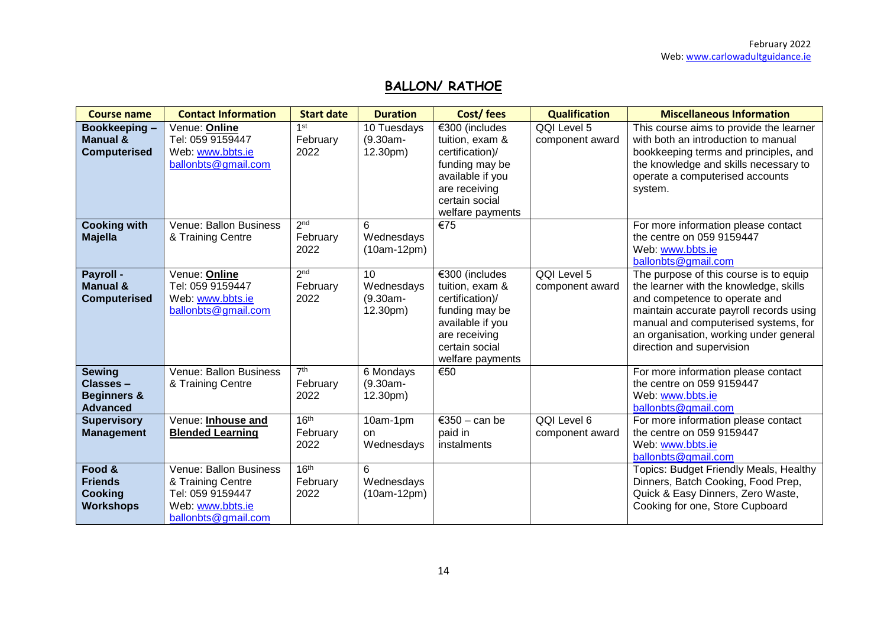## BALLON/ RATHOE

| Course name | Contact Information | Start date | Duration | Cost/ fees | Qualification | Miscellaneous Information |
|---|---|---|---|---|---|---|
| **Bookkeeping – Manual & Computerised** | Venue: **Online**<br>Tel: 059 9159447<br>Web: www.bbts.ie<br>ballonbts@gmail.com | 1st February 2022 | 10 Tuesdays (9.30am-12.30pm) | €300 (includes tuition, exam & certification)/ funding may be available if you are receiving certain social welfare payments | QQI Level 5 component award | This course aims to provide the learner with both an introduction to manual bookkeeping terms and principles, and the knowledge and skills necessary to operate a computerised accounts system. |
| **Cooking with Majella** | Venue: Ballon Business & Training Centre | 2nd February 2022 | 6 Wednesdays (10am-12pm) | €75 | | For more information please contact the centre on 059 9159447<br>Web: www.bbts.ie<br>ballonbts@gmail.com |
| **Payroll - Manual & Computerised** | Venue: **Online**<br>Tel: 059 9159447<br>Web: www.bbts.ie<br>ballonbts@gmail.com | 2nd February 2022 | 10 Wednesdays (9.30am-12.30pm) | €300 (includes tuition, exam & certification)/ funding may be available if you are receiving certain social welfare payments | QQI Level 5 component award | The purpose of this course is to equip the learner with the knowledge, skills and competence to operate and maintain accurate payroll records using manual and computerised systems, for an organisation, working under general direction and supervision |
| **Sewing Classes – Beginners & Advanced** | Venue: Ballon Business & Training Centre | 7th February 2022 | 6 Mondays (9.30am-12.30pm) | €50 | | For more information please contact the centre on 059 9159447<br>Web: www.bbts.ie<br>ballonbts@gmail.com |
| **Supervisory Management** | Venue: **Inhouse and Blended Learning** | 16th February 2022 | 10am-1pm on Wednesdays | €350 – can be paid in instalments | QQI Level 6 component award | For more information please contact the centre on 059 9159447<br>Web: www.bbts.ie<br>ballonbts@gmail.com |
| **Food & Friends Cooking Workshops** | Venue: Ballon Business & Training Centre<br>Tel: 059 9159447<br>Web: www.bbts.ie<br>ballonbts@gmail.com | 16th February 2022 | 6 Wednesdays (10am-12pm) | | | Topics: Budget Friendly Meals, Healthy Dinners, Batch Cooking, Food Prep, Quick & Easy Dinners, Zero Waste, Cooking for one, Store Cupboard |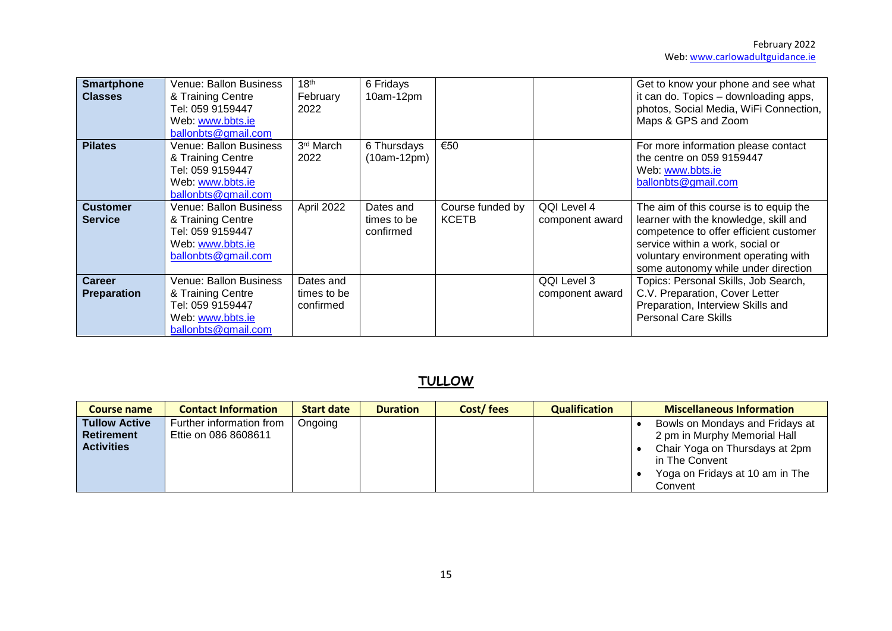| | | | | | | |
|---|---|---|---|---|---|---|
| **Smartphone Classes** | Venue: Ballon Business & Training Centre<br>Tel: 059 9159447<br>Web: www.bbts.ie<br>ballonbts@gmail.com | 18th February 2022 | 6 Fridays 10am-12pm | | | Get to know your phone and see what it can do. Topics – downloading apps, photos, Social Media, WiFi Connection, Maps & GPS and Zoom |
| **Pilates** | Venue: Ballon Business & Training Centre<br>Tel: 059 9159447<br>Web: www.bbts.ie<br>ballonbts@gmail.com | 3rd March 2022 | 6 Thursdays (10am-12pm) | €50 | | For more information please contact the centre on 059 9159447<br>Web: www.bbts.ie<br>ballonbts@gmail.com |
| **Customer Service** | Venue: Ballon Business & Training Centre<br>Tel: 059 9159447<br>Web: www.bbts.ie<br>ballonbts@gmail.com | April 2022 | Dates and times to be confirmed | Course funded by KCETB | QQI Level 4 component award | The aim of this course is to equip the learner with the knowledge, skill and competence to offer efficient customer service within a work, social or voluntary environment operating with some autonomy while under direction |
| **Career Preparation** | Venue: Ballon Business & Training Centre<br>Tel: 059 9159447<br>Web: www.bbts.ie<br>ballonbts@gmail.com | Dates and times to be confirmed | | | QQI Level 3 component award | Topics: Personal Skills, Job Search, C.V. Preparation, Cover Letter Preparation, Interview Skills and Personal Care Skills |

## TULLOW

| Course name | Contact Information | Start date | Duration | Cost/ fees | Qualification | Miscellaneous Information |
|---|---|---|---|---|---|---|
| **Tullow Active Retirement Activities** | Further information from Ettie on 086 8608611 | Ongoing | | | | • Bowls on Mondays and Fridays at 2 pm in Murphy Memorial Hall<br>• Chair Yoga on Thursdays at 2pm in The Convent<br>• Yoga on Fridays at 10 am in The Convent |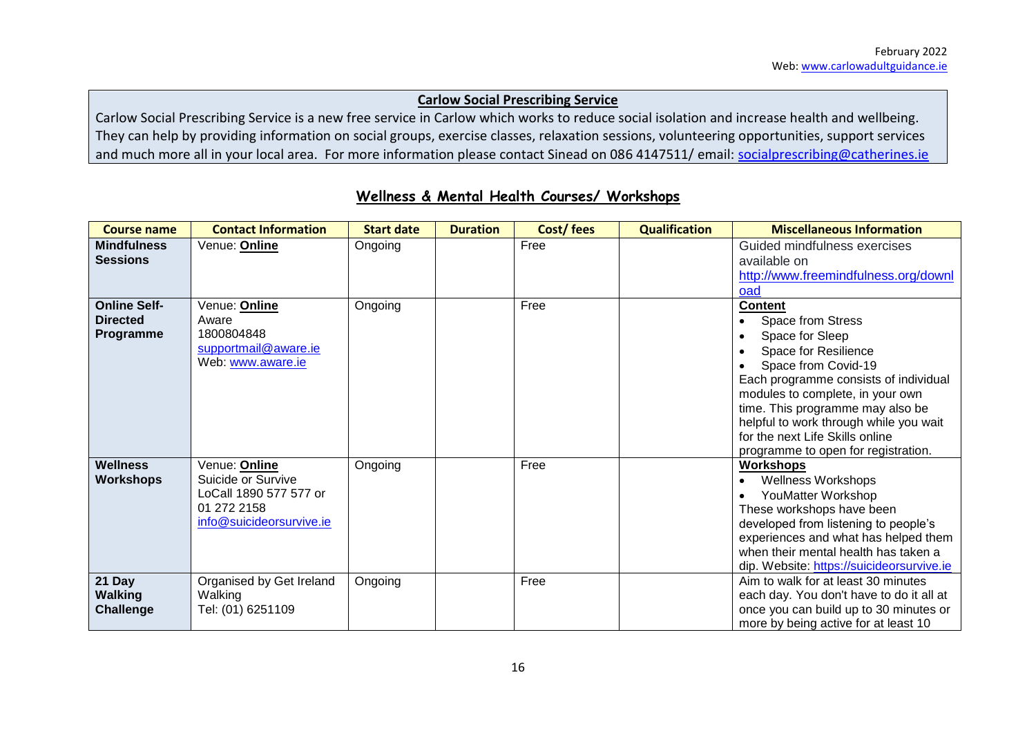February 2022
Web: www.carlowadultguidance.ie

**Carlow Social Prescribing Service**

Carlow Social Prescribing Service is a new free service in Carlow which works to reduce social isolation and increase health and wellbeing. They can help by providing information on social groups, exercise classes, relaxation sessions, volunteering opportunities, support services and much more all in your local area. For more information please contact Sinead on 086 4147511/ email: socialprescribing@catherines.ie

## Wellness & Mental Health Courses/ Workshops

| Course name | Contact Information | Start date | Duration | Cost/ fees | Qualification | Miscellaneous Information |
|---|---|---|---|---|---|---|
| **Mindfulness Sessions** | Venue: **Online** | Ongoing | | Free | | Guided mindfulness exercises available on http://www.freemindfulness.org/download |
| **Online Self-Directed Programme** | Venue: **Online**<br>Aware<br>1800804848<br>supportmail@aware.ie<br>Web: www.aware.ie | Ongoing | | Free | | **Content**<br>• Space from Stress<br>• Space for Sleep<br>• Space for Resilience<br>• Space from Covid-19<br>Each programme consists of individual modules to complete, in your own time. This programme may also be helpful to work through while you wait for the next Life Skills online programme to open for registration. |
| **Wellness Workshops** | Venue: **Online**<br>Suicide or Survive<br>LoCall 1890 577 577 or 01 272 2158<br>info@suicideorsurvive.ie | Ongoing | | Free | | **Workshops**<br>• Wellness Workshops<br>• YouMatter Workshop<br>These workshops have been developed from listening to people's experiences and what has helped them when their mental health has taken a dip. Website: https://suicideorsurvive.ie |
| **21 Day Walking Challenge** | Organised by Get Ireland Walking<br>Tel: (01) 6251109 | Ongoing | | Free | | Aim to walk for at least 30 minutes each day. You don't have to do it all at once you can build up to 30 minutes or more by being active for at least 10 |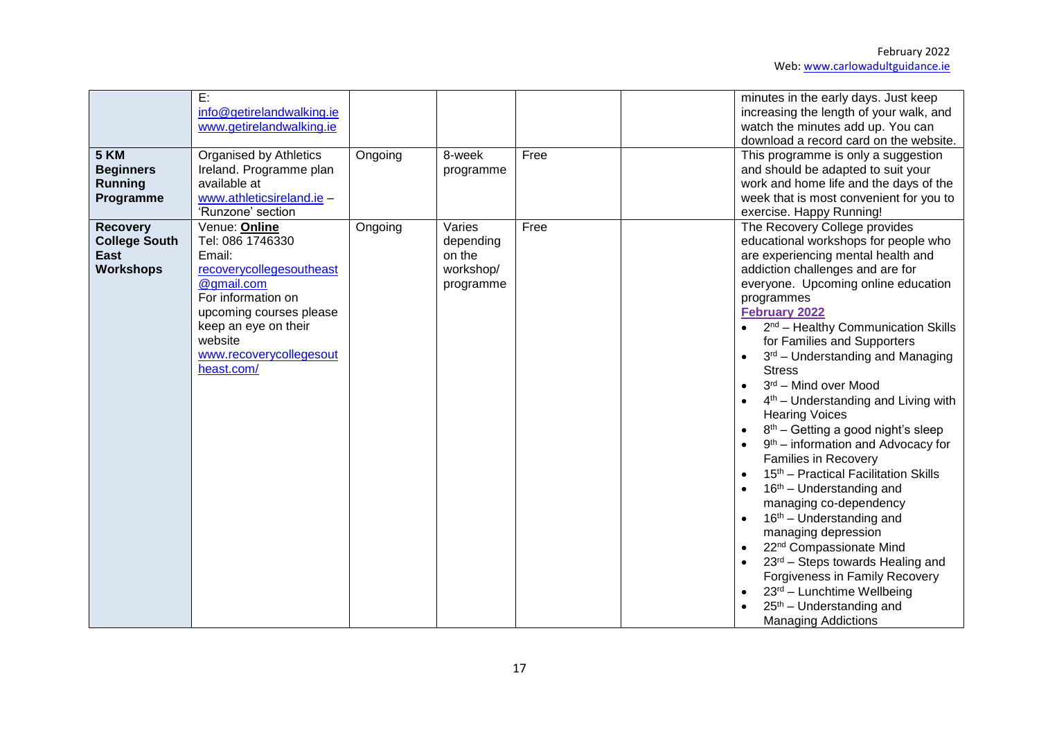| | E: info@getirelandwalking.ie www.getirelandwalking.ie | | | | | minutes in the early days. Just keep increasing the length of your walk, and watch the minutes add up. You can download a record card on the website. |
|---|---|---|---|---|---|---|
| **5 KM Beginners Running Programme** | Organised by Athletics Ireland. Programme plan available at www.athleticsireland.ie – 'Runzone' section | Ongoing | 8-week programme | Free | | This programme is only a suggestion and should be adapted to suit your work and home life and the days of the week that is most convenient for you to exercise. Happy Running! |
| **Recovery College South East Workshops** | Venue: **Online**<br>Tel: 086 1746330<br>Email: recoverycollegesoutheast@gmail.com<br>For information on upcoming courses please keep an eye on their website www.recoverycollegesoutheast.com/ | Ongoing | Varies depending on the workshop/ programme | Free | | The Recovery College provides educational workshops for people who are experiencing mental health and addiction challenges and are for everyone. Upcoming online education programmes<br>**February 2022**<br>• 2nd – Healthy Communication Skills for Families and Supporters<br>• 3rd – Understanding and Managing Stress<br>• 3rd – Mind over Mood<br>• 4th – Understanding and Living with Hearing Voices<br>• 8th – Getting a good night's sleep<br>• 9th – information and Advocacy for Families in Recovery<br>• 15th – Practical Facilitation Skills<br>• 16th – Understanding and managing co-dependency<br>• 16th – Understanding and managing depression<br>• 22nd Compassionate Mind<br>• 23rd – Steps towards Healing and Forgiveness in Family Recovery<br>• 23rd – Lunchtime Wellbeing<br>• 25th – Understanding and Managing Addictions |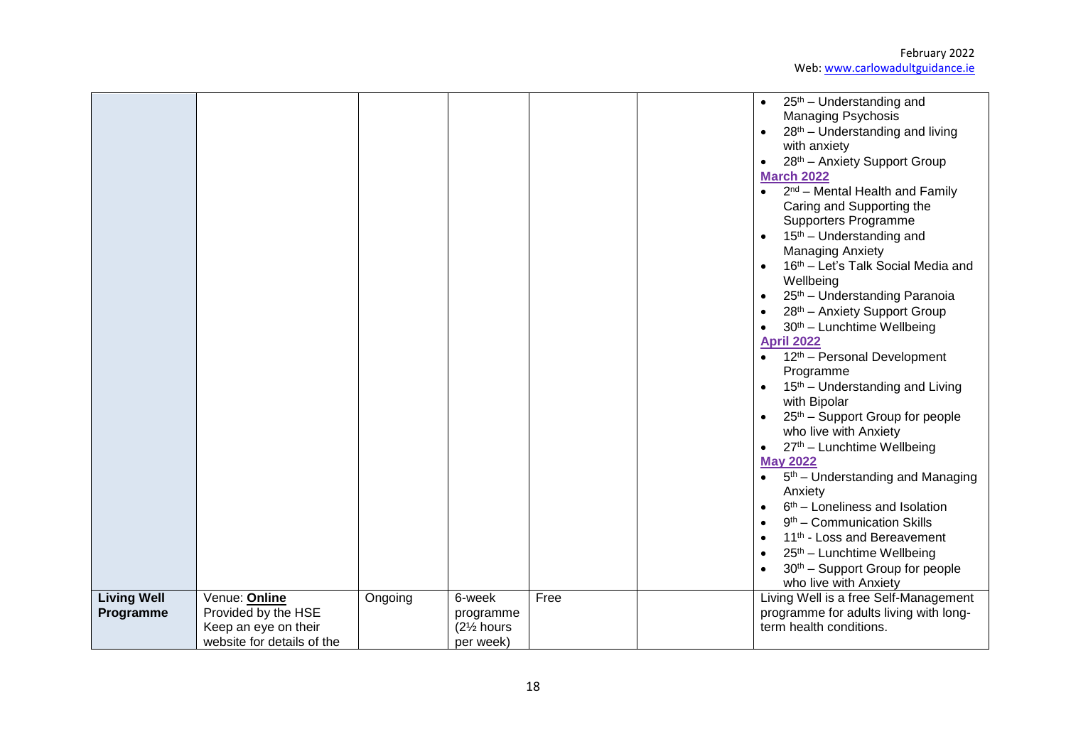| | | | | | | |
|---|---|---|---|---|---|---|
| | | | | | | • 25th – Understanding and Managing Psychosis<br>• 28th – Understanding and living with anxiety<br>• 28th – Anxiety Support Group<br>**March 2022**<br>• 2nd – Mental Health and Family Caring and Supporting the Supporters Programme<br>• 15th – Understanding and Managing Anxiety<br>• 16th – Let's Talk Social Media and Wellbeing<br>• 25th – Understanding Paranoia<br>• 28th – Anxiety Support Group<br>• 30th – Lunchtime Wellbeing<br>**April 2022**<br>• 12th – Personal Development Programme<br>• 15th – Understanding and Living with Bipolar<br>• 25th – Support Group for people who live with Anxiety<br>• 27th – Lunchtime Wellbeing<br>**May 2022**<br>• 5th – Understanding and Managing Anxiety<br>• 6th – Loneliness and Isolation<br>• 9th – Communication Skills<br>• 11th - Loss and Bereavement<br>• 25th – Lunchtime Wellbeing<br>• 30th – Support Group for people who live with Anxiety |
| **Living Well Programme** | Venue: **Online**<br>Provided by the HSE<br>Keep an eye on their website for details of the | Ongoing | 6-week programme (2½ hours per week) | Free | | Living Well is a free Self-Management programme for adults living with long-term health conditions. |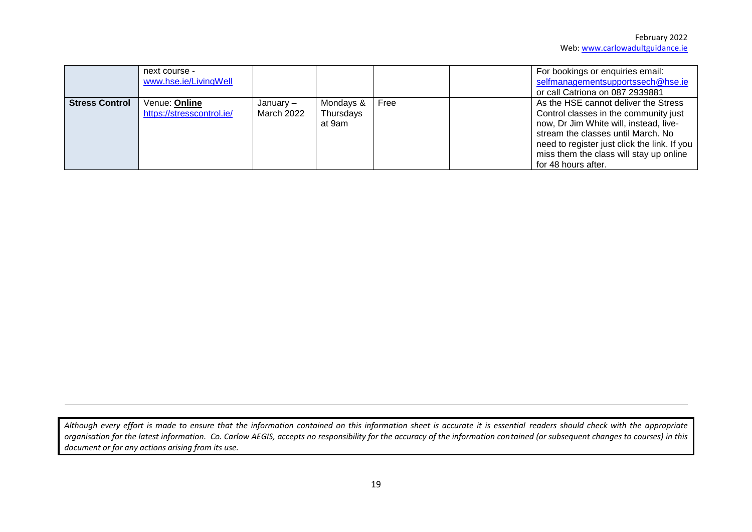| | | | | | | |
|---|---|---|---|---|---|---|
| | next course - www.hse.ie/LivingWell | | | | | For bookings or enquiries email: selfmanagementsupportssech@hse.ie or call Catriona on 087 2939881 |
| **Stress Control** | Venue: **Online** https://stresscontrol.ie/ | January – March 2022 | Mondays & Thursdays at 9am | Free | | As the HSE cannot deliver the Stress Control classes in the community just now, Dr Jim White will, instead, live-stream the classes until March. No need to register just click the link. If you miss them the class will stay up online for 48 hours after. |

*Although every effort is made to ensure that the information contained on this information sheet is accurate it is essential readers should check with the appropriate organisation for the latest information. Co. Carlow AEGIS, accepts no responsibility for the accuracy of the information contained (or subsequent changes to courses) in this document or for any actions arising from its use.*